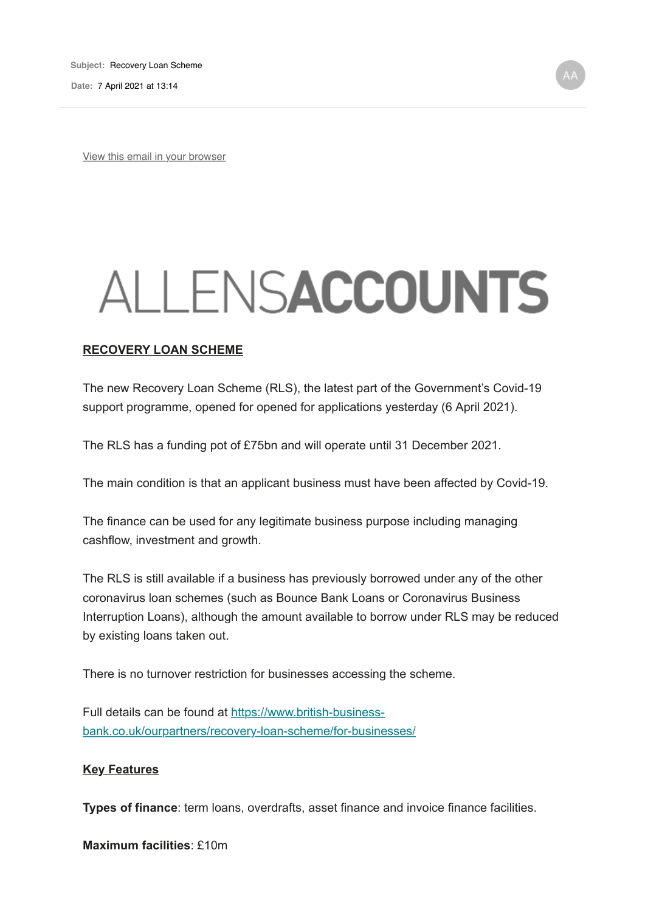Subject: Recovery Loan Scheme

Date: 7 April 2021 at 13:14

AA

[View this email in your browser](#)

# ALLENSACCOUNTS

## RECOVERY LOAN SCHEME

The new Recovery Loan Scheme (RLS), the latest part of the Government's Covid-19 support programme, opened for opened for applications yesterday (6 April 2021).

The RLS has a funding pot of £75bn and will operate until 31 December 2021.

The main condition is that an applicant business must have been affected by Covid-19.

The finance can be used for any legitimate business purpose including managing cashflow, investment and growth.

The RLS is still available if a business has previously borrowed under any of the other coronavirus loan schemes (such as Bounce Bank Loans or Coronavirus Business Interruption Loans), although the amount available to borrow under RLS may be reduced by existing loans taken out.

There is no turnover restriction for businesses accessing the scheme.

Full details can be found at [https://www.british-business-bank.co.uk/ourpartners/recovery-loan-scheme/for-businesses/](https://www.british-business-bank.co.uk/ourpartners/recovery-loan-scheme/for-businesses/)

### Key Features

**Types of finance**: term loans, overdrafts, asset finance and invoice finance facilities.

**Maximum facilities**: £10m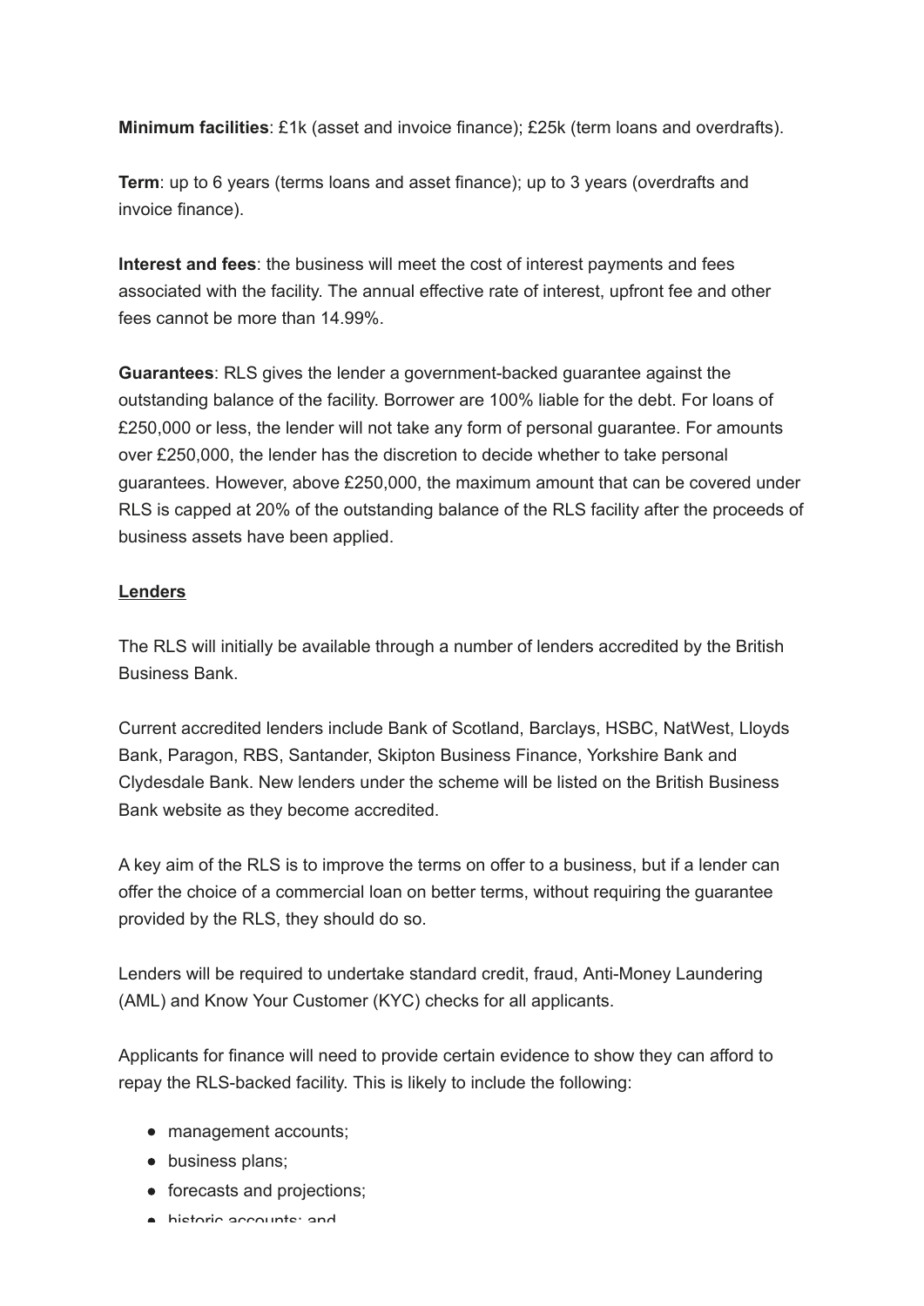**Minimum facilities**: £1k (asset and invoice finance); £25k (term loans and overdrafts).

**Term**: up to 6 years (terms loans and asset finance); up to 3 years (overdrafts and invoice finance).

**Interest and fees**: the business will meet the cost of interest payments and fees associated with the facility. The annual effective rate of interest, upfront fee and other fees cannot be more than 14.99%.

**Guarantees**: RLS gives the lender a government-backed guarantee against the outstanding balance of the facility. Borrower are 100% liable for the debt. For loans of £250,000 or less, the lender will not take any form of personal guarantee. For amounts over £250,000, the lender has the discretion to decide whether to take personal guarantees. However, above £250,000, the maximum amount that can be covered under RLS is capped at 20% of the outstanding balance of the RLS facility after the proceeds of business assets have been applied.

**Lenders**

The RLS will initially be available through a number of lenders accredited by the British Business Bank.

Current accredited lenders include Bank of Scotland, Barclays, HSBC, NatWest, Lloyds Bank, Paragon, RBS, Santander, Skipton Business Finance, Yorkshire Bank and Clydesdale Bank. New lenders under the scheme will be listed on the British Business Bank website as they become accredited.

A key aim of the RLS is to improve the terms on offer to a business, but if a lender can offer the choice of a commercial loan on better terms, without requiring the guarantee provided by the RLS, they should do so.

Lenders will be required to undertake standard credit, fraud, Anti-Money Laundering (AML) and Know Your Customer (KYC) checks for all applicants.

Applicants for finance will need to provide certain evidence to show they can afford to repay the RLS-backed facility. This is likely to include the following:

- management accounts;
- business plans;
- forecasts and projections;
- historic accounts; and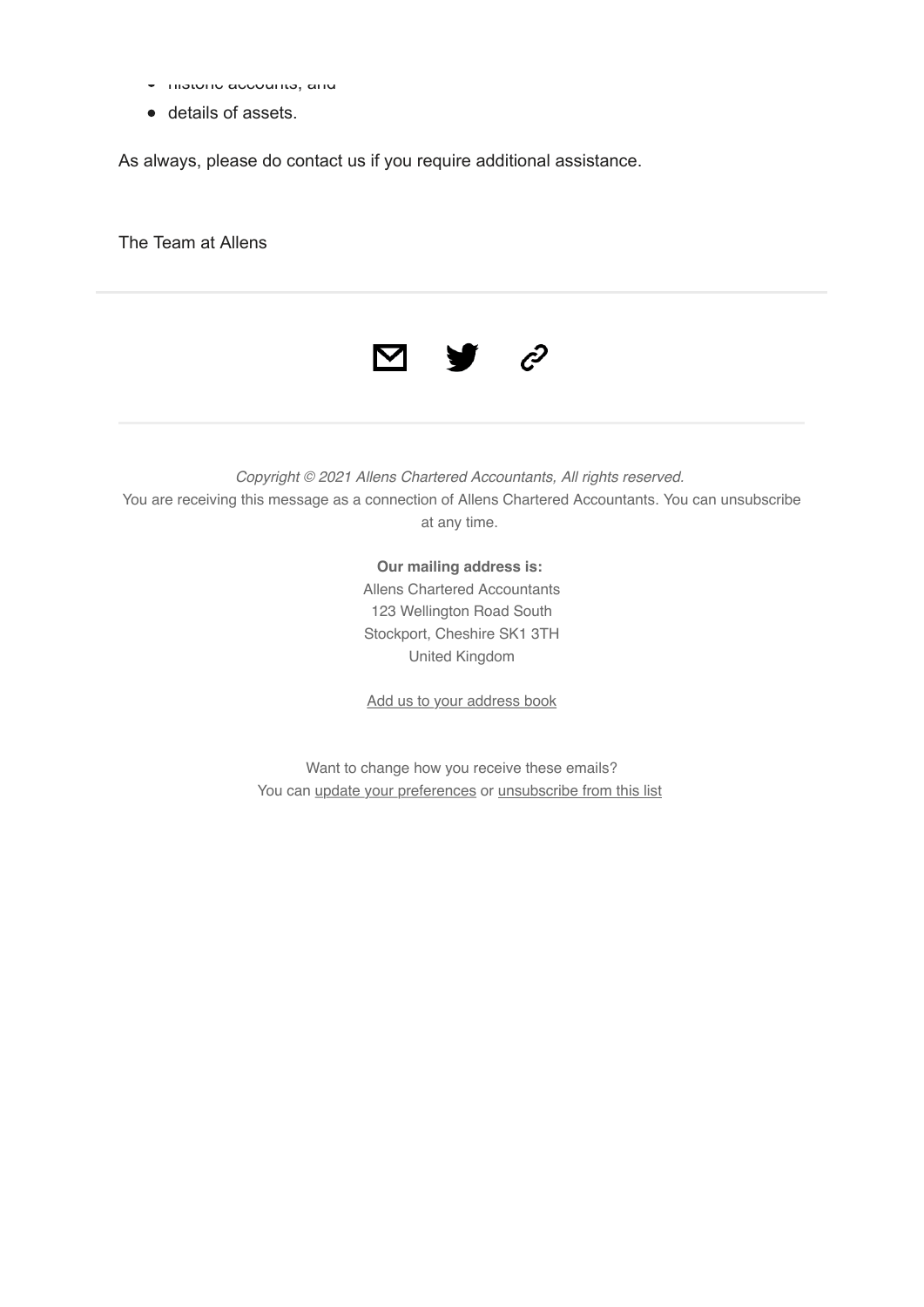- historic accounts, and
- details of assets.

As always, please do contact us if you require additional assistance.

The Team at Allens

*Copyright © 2021 Allens Chartered Accountants, All rights reserved.*
You are receiving this message as a connection of Allens Chartered Accountants. You can unsubscribe at any time.

**Our mailing address is:**
Allens Chartered Accountants
123 Wellington Road South
Stockport, Cheshire SK1 3TH
United Kingdom

Add us to your address book

Want to change how you receive these emails?
You can update your preferences or unsubscribe from this list